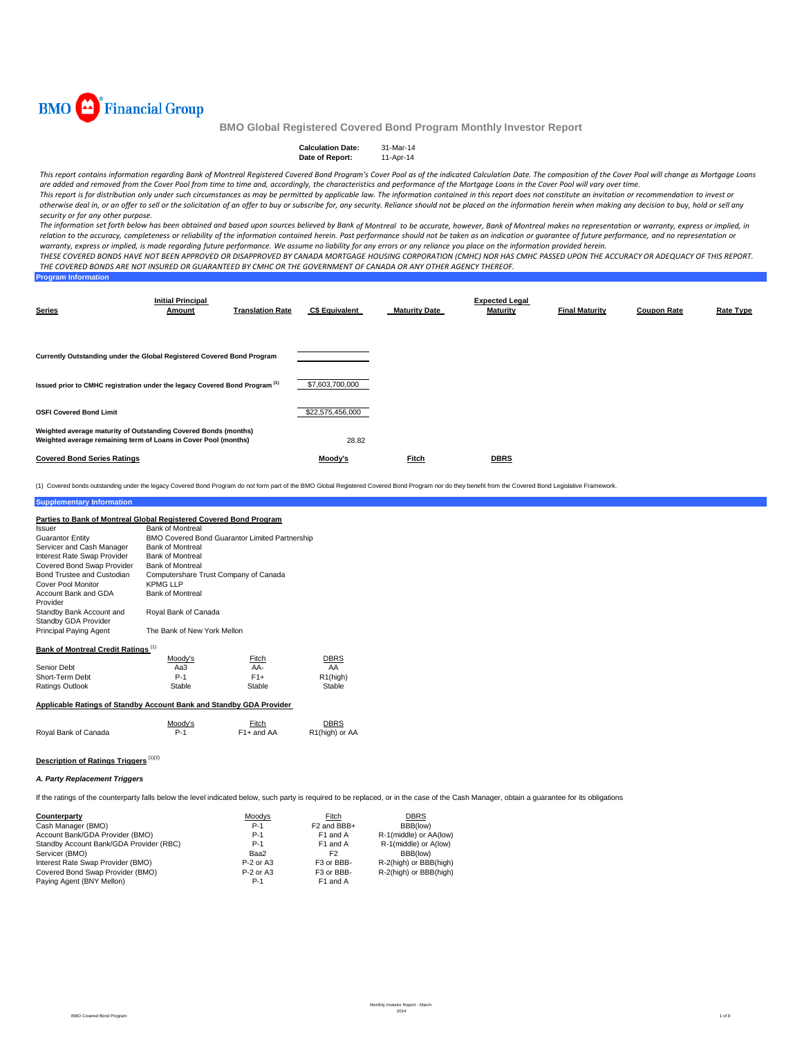BMO Financial Group

# BMO Global Registered Covered Bond Program Monthly Investor Report

**Calculation Date:** 31-Mar-14
**Date of Report:** 11-Apr-14

*This report contains information regarding Bank of Montreal Registered Covered Bond Program's Cover Pool as of the indicated Calculation Date. The composition of the Cover Pool will change as Mortgage Loans are added and removed from the Cover Pool from time to time and, accordingly, the characteristics and performance of the Mortgage Loans in the Cover Pool will vary over time.*

*This report is for distribution only under such circumstances as may be permitted by applicable law. The information contained in this report does not constitute an invitation or recommendation to invest or otherwise deal in, or an offer to sell or the solicitation of an offer to buy or subscribe for, any security. Reliance should not be placed on the information herein when making any decision to buy, hold or sell any security or for any other purpose.*

*The information set forth below has been obtained and based upon sources believed by Bank of Montreal to be accurate, however, Bank of Montreal makes no representation or warranty, express or implied, in relation to the accuracy, completeness or reliability of the information contained herein. Past performance should not be taken as an indication or guarantee of future performance, and no representation or warranty, express or implied, is made regarding future performance. We assume no liability for any errors or any reliance you place on the information provided herein.*

*THESE COVERED BONDS HAVE NOT BEEN APPROVED OR DISAPPROVED BY CANADA MORTGAGE HOUSING CORPORATION (CMHC) NOR HAS CMHC PASSED UPON THE ACCURACY OR ADEQUACY OF THIS REPORT. THE COVERED BONDS ARE NOT INSURED OR GUARANTEED BY CMHC OR THE GOVERNMENT OF CANADA OR ANY OTHER AGENCY THEREOF.*

## Program Information

| Series | Initial Principal Amount | Translation Rate | C$ Equivalent | Maturity Date | Expected Legal Maturity | Final Maturity | Coupon Rate | Rate Type |
|---|---|---|---|---|---|---|---|---|
| **Currently Outstanding under the Global Registered Covered Bond Program** | | | | | | | | |
| **Issued prior to CMHC registration under the legacy Covered Bond Program [1]** | | | $7,603,700,000 | | | | | |
| **OSFI Covered Bond Limit** | | | $22,575,456,000 | | | | | |
| **Weighted average maturity of Outstanding Covered Bonds (months)** | | | | | | | | |
| **Weighted average remaining term of Loans in Cover Pool (months)** | | | 28.82 | | | | | |

| **Covered Bond Series Ratings** | **Moody's** | **Fitch** | **DBRS** |
|---|---|---|---|

(1) Covered bonds outstanding under the legacy Covered Bond Program do not form part of the BMO Global Registered Covered Bond Program nor do they benefit from the Covered Bond Legislative Framework.

## Supplementary Information

**Parties to Bank of Montreal Global Registered Covered Bond Program**

| | |
|---|---|
| Issuer | Bank of Montreal |
| Guarantor Entity | BMO Covered Bond Guarantor Limited Partnership |
| Servicer and Cash Manager | Bank of Montreal |
| Interest Rate Swap Provider | Bank of Montreal |
| Covered Bond Swap Provider | Bank of Montreal |
| Bond Trustee and Custodian | Computershare Trust Company of Canada |
| Cover Pool Monitor | KPMG LLP |
| Account Bank and GDA Provider | Bank of Montreal |
| Standby Bank Account and Standby GDA Provider | Royal Bank of Canada |
| Principal Paying Agent | The Bank of New York Mellon |

**Bank of Montreal Credit Ratings [1]**

| | Moody's | Fitch | DBRS |
|---|---|---|---|
| Senior Debt | Aa3 | AA- | AA |
| Short-Term Debt | P-1 | F1+ | R1(high) |
| Ratings Outlook | Stable | Stable | Stable |

**Applicable Ratings of Standby Account Bank and Standby GDA Provider**

| | Moody's | Fitch | DBRS |
|---|---|---|---|
| Royal Bank of Canada | P-1 | F1+ and AA | R1(high) or AA |

**Description of Ratings Triggers [1][2]**

***A. Party Replacement Triggers***

If the ratings of the counterparty falls below the level indicated below, such party is required to be replaced, or in the case of the Cash Manager, obtain a guarantee for its obligations

| Counterparty | Moodys | Fitch | DBRS |
|---|---|---|---|
| Cash Manager (BMO) | P-1 | F2 and BBB+ | BBB(low) |
| Account Bank/GDA Provider (BMO) | P-1 | F1 and A | R-1(middle) or AA(low) |
| Standby Account Bank/GDA Provider (RBC) | P-1 | F1 and A | R-1(middle) or A(low) |
| Servicer (BMO) | Baa2 | F2 | BBB(low) |
| Interest Rate Swap Provider (BMO) | P-2 or A3 | F3 or BBB- | R-2(high) or BBB(high) |
| Covered Bond Swap Provider (BMO) | P-2 or A3 | F3 or BBB- | R-2(high) or BBB(high) |
| Paying Agent (BNY Mellon) | P-1 | F1 and A | |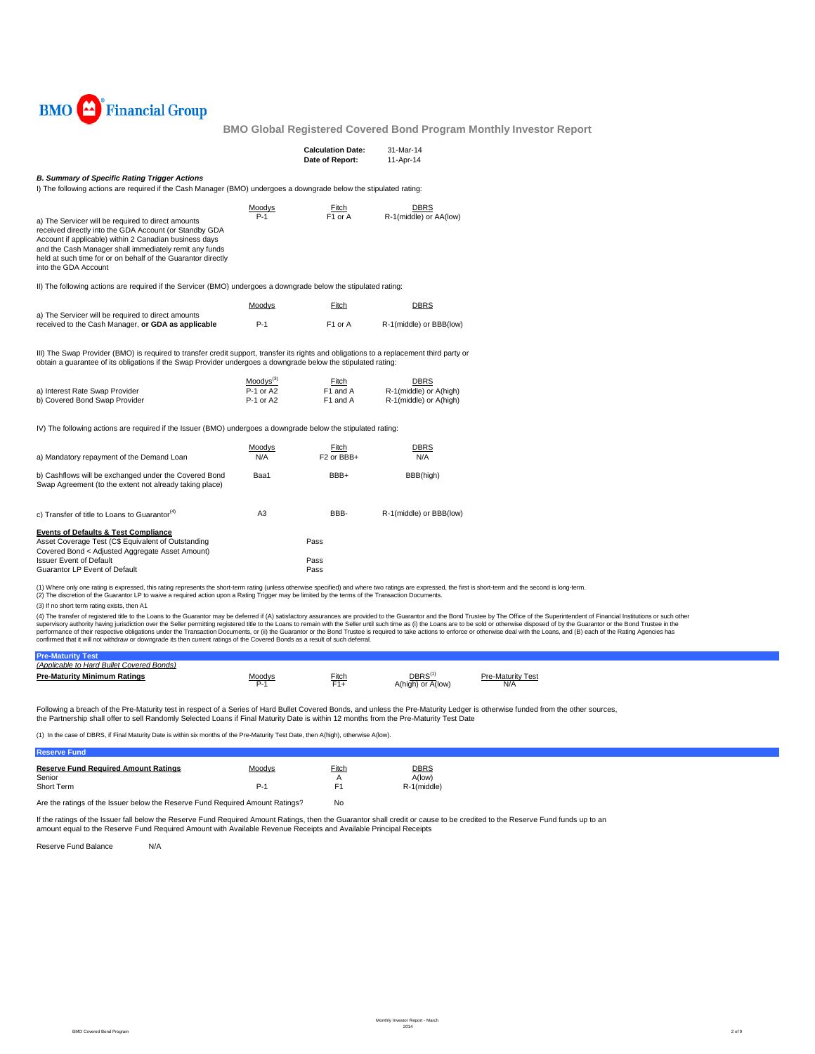BMO Financial Group

**BMO Global Registered Covered Bond Program Monthly Investor Report**

| | |
|---|---|
| **Calculation Date:** | 31-Mar-14 |
| **Date of Report:** | 11-Apr-14 |

***B. Summary of Specific Rating Trigger Actions***

I) The following actions are required if the Cash Manager (BMO) undergoes a downgrade below the stipulated rating:

| | Moodys | Fitch | DBRS |
|---|---|---|---|
| a) The Servicer will be required to direct amounts received directly into the GDA Account (or Standby GDA Account if applicable) within 2 Canadian business days and the Cash Manager shall immediately remit any funds held at such time for or on behalf of the Guarantor directly into the GDA Account | P-1 | F1 or A | R-1(middle) or AA(low) |

II) The following actions are required if the Servicer (BMO) undergoes a downgrade below the stipulated rating:

| | Moodys | Fitch | DBRS |
|---|---|---|---|
| a) The Servicer will be required to direct amounts received to the Cash Manager, **or GDA as applicable** | P-1 | F1 or A | R-1(middle) or BBB(low) |

III) The Swap Provider (BMO) is required to transfer credit support, transfer its rights and obligations to a replacement third party or obtain a guarantee of its obligations if the Swap Provider undergoes a downgrade below the stipulated rating:

| | Moodys[3] | Fitch | DBRS |
|---|---|---|---|
| a) Interest Rate Swap Provider | P-1 or A2 | F1 and A | R-1(middle) or A(high) |
| b) Covered Bond Swap Provider | P-1 or A2 | F1 and A | R-1(middle) or A(high) |

IV) The following actions are required if the Issuer (BMO) undergoes a downgrade below the stipulated rating:

| | Moodys | Fitch | DBRS |
|---|---|---|---|
| a) Mandatory repayment of the Demand Loan | N/A | F2 or BBB+ | N/A |
| b) Cashflows will be exchanged under the Covered Bond Swap Agreement (to the extent not already taking place) | Baa1 | BBB+ | BBB(high) |
| c) Transfer of title to Loans to Guarantor[4] | A3 | BBB- | R-1(middle) or BBB(low) |

| **Events of Defaults & Test Compliance** | |
|---|---|
| Asset Coverage Test (C$ Equivalent of Outstanding Covered Bond < Adjusted Aggregate Asset Amount) | Pass |
| Issuer Event of Default | Pass |
| Guarantor LP Event of Default | Pass |

(1) Where only one rating is expressed, this rating represents the short-term rating (unless otherwise specified) and where two ratings are expressed, the first is short-term and the second is long-term.
(2) The discretion of the Guarantor LP to waive a required action upon a Rating Trigger may be limited by the terms of the Transaction Documents.
(3) If no short term rating exists, then A1
(4) The transfer of registered title to the Loans to the Guarantor may be deferred if (A) satisfactory assurances are provided to the Guarantor and the Bond Trustee by The Office of the Superintendent of Financial Institutions or such other supervisory authority having jurisdiction over the Seller permitting registered title to the Loans to remain with the Seller until such time as (i) the Loans are to be sold or otherwise disposed of by the Guarantor or the Bond Trustee in the performance of their respective obligations under the Transaction Documents, or (ii) the Guarantor or the Bond Trustee is required to take actions to enforce or otherwise deal with the Loans, and (B) each of the Rating Agencies has confirmed that it will not withdraw or downgrade its then current ratings of the Covered Bonds as a result of such deferral.

## Pre-Maturity Test

*(Applicable to Hard Bullet Covered Bonds)*

| **Pre-Maturity Minimum Ratings** | Moodys | Fitch | DBRS[1] | Pre-Maturity Test |
|---|---|---|---|---|
| | P-1 | F1+ | A(high) or A(low) | N/A |

Following a breach of the Pre-Maturity test in respect of a Series of Hard Bullet Covered Bonds, and unless the Pre-Maturity Ledger is otherwise funded from the other sources, the Partnership shall offer to sell Randomly Selected Loans if Final Maturity Date is within 12 months from the Pre-Maturity Test Date

(1) In the case of DBRS, if Final Maturity Date is within six months of the Pre-Maturity Test Date, then A(high), otherwise A(low).

## Reserve Fund

| **Reserve Fund Required Amount Ratings** | Moodys | Fitch | DBRS |
|---|---|---|---|
| Senior | | A | A(low) |
| Short Term | P-1 | F1 | R-1(middle) |

Are the ratings of the Issuer below the Reserve Fund Required Amount Ratings? No

If the ratings of the Issuer fall below the Reserve Fund Required Amount Ratings, then the Guarantor shall credit or cause to be credited to the Reserve Fund funds up to an amount equal to the Reserve Fund Required Amount with Available Revenue Receipts and Available Principal Receipts

Reserve Fund Balance N/A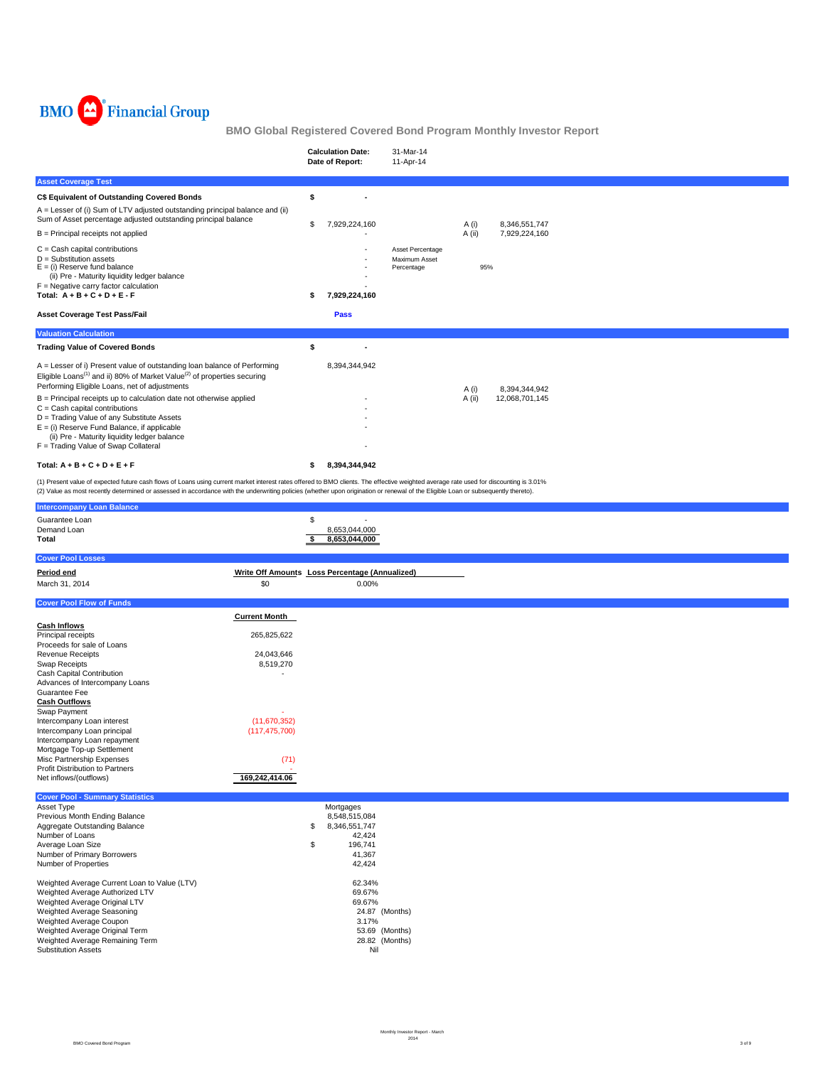BMO Financial Group

# BMO Global Registered Covered Bond Program Monthly Investor Report

| | |
|---|---|
| **Calculation Date:** | 31-Mar-14 |
| **Date of Report:** | 11-Apr-14 |

## Asset Coverage Test

| | | | | |
|---|---|---|---|---|
| **C$ Equivalent of Outstanding Covered Bonds** | **$ -** | | | |
| A = Lesser of (i) Sum of LTV adjusted outstanding principal balance and (ii) Sum of Asset percentage adjusted outstanding principal balance | $ 7,929,224,160 | | A (i) | 8,346,551,747 |
| B = Principal receipts not applied | - | | A (ii) | 7,929,224,160 |
| C = Cash capital contributions | - | Asset Percentage | | |
| D = Substitution assets | - | Maximum Asset Percentage | 95% | |
| E = (i) Reserve fund balance | - | | | |
| (ii) Pre - Maturity liquidity ledger balance | - | | | |
| F = Negative carry factor calculation | - | | | |
| **Total: A + B + C + D + E - F** | **$ 7,929,224,160** | | | |
| **Asset Coverage Test Pass/Fail** | **Pass** | | | |

## Valuation Calculation

| | | | |
|---|---|---|---|
| **Trading Value of Covered Bonds** | **$ -** | | |
| A = Lesser of i) Present value of outstanding loan balance of Performing Eligible Loans[1] and ii) 80% of Market Value[2] of properties securing Performing Eligible Loans, net of adjustments | 8,394,344,942 | A (i) | 8,394,344,942 |
| B = Principal receipts up to calculation date not otherwise applied | - | A (ii) | 12,068,701,145 |
| C = Cash capital contributions | - | | |
| D = Trading Value of any Substitute Assets | - | | |
| E = (i) Reserve Fund Balance, if applicable | - | | |
| (ii) Pre - Maturity liquidity ledger balance | | | |
| F = Trading Value of Swap Collateral | - | | |
| **Total: A + B + C + D + E + F** | **$ 8,394,344,942** | | |

(1) Present value of expected future cash flows of Loans using current market interest rates offered to BMO clients. The effective weighted average rate used for discounting is 3.01%
(2) Value as most recently determined or assessed in accordance with the underwriting policies (whether upon origination or renewal of the Eligible Loan or subsequently thereto).

## Intercompany Loan Balance

| | |
|---|---|
| Guarantee Loan | $ - |
| Demand Loan | 8,653,044,000 |
| **Total** | **$ 8,653,044,000** |

## Cover Pool Losses

| **Period end** | **Write Off Amounts** | **Loss Percentage (Annualized)** |
|---|---|---|
| March 31, 2014 | $0 | 0.00% |

## Cover Pool Flow of Funds

| | **Current Month** |
|---|---|
| **Cash Inflows** | |
| Principal receipts | 265,825,622 |
| Proceeds for sale of Loans | |
| Revenue Receipts | 24,043,646 |
| Swap Receipts | 8,519,270 |
| Cash Capital Contribution | - |
| Advances of Intercompany Loans | |
| Guarantee Fee | |
| **Cash Outflows** | |
| Swap Payment | - |
| Intercompany Loan interest | (11,670,352) |
| Intercompany Loan principal | (117,475,700) |
| Intercompany Loan repayment | |
| Mortgage Top-up Settlement | |
| Misc Partnership Expenses | (71) |
| Profit Distribution to Partners | - |
| Net inflows/(outflows) | 169,242,414.06 |

## Cover Pool - Summary Statistics

| | |
|---|---|
| Asset Type | Mortgages |
| Previous Month Ending Balance | 8,548,515,084 |
| Aggregate Outstanding Balance | $ 8,346,551,747 |
| Number of Loans | 42,424 |
| Average Loan Size | $ 196,741 |
| Number of Primary Borrowers | 41,367 |
| Number of Properties | 42,424 |
| | |
| Weighted Average Current Loan to Value (LTV) | 62.34% |
| Weighted Average Authorized LTV | 69.67% |
| Weighted Average Original LTV | 69.67% |
| Weighted Average Seasoning | 24.87 (Months) |
| Weighted Average Coupon | 3.17% |
| Weighted Average Original Term | 53.69 (Months) |
| Weighted Average Remaining Term | 28.82 (Months) |
| Substitution Assets | Nil |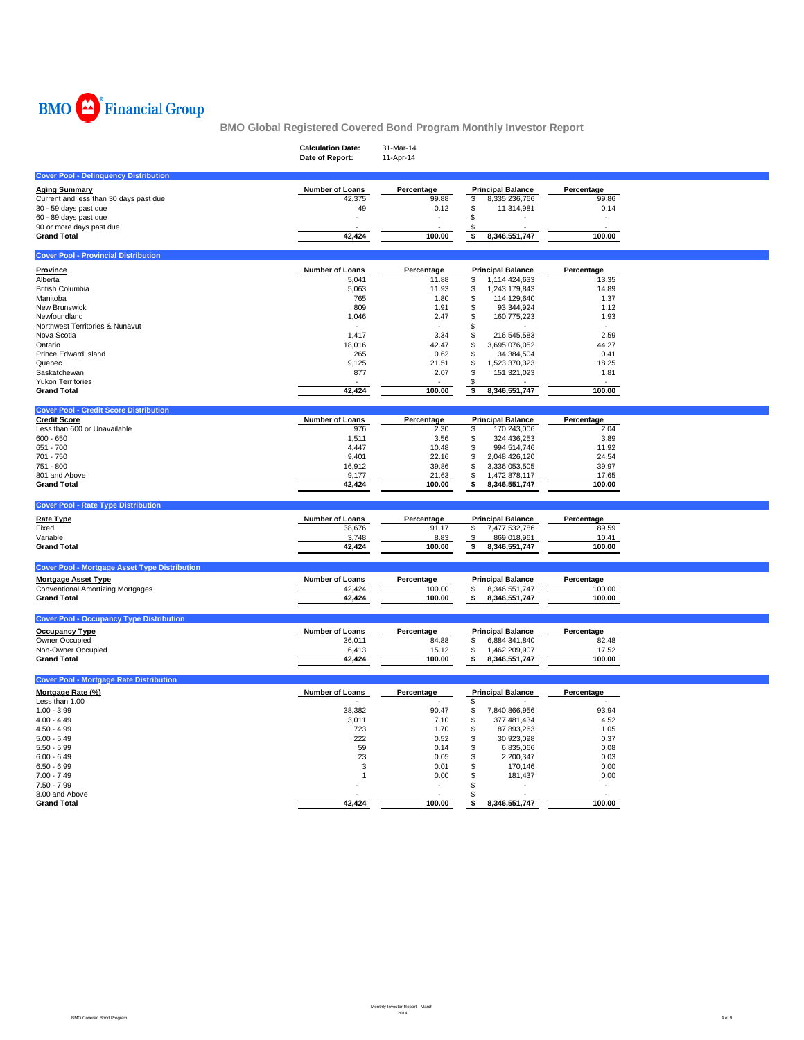BMO Financial Group

# BMO Global Registered Covered Bond Program Monthly Investor Report

**Calculation Date:** 31-Mar-14
**Date of Report:** 11-Apr-14

## Cover Pool - Delinquency Distribution

| Aging Summary | Number of Loans | Percentage | Principal Balance | Percentage |
|---|---|---|---|---|
| Current and less than 30 days past due | 42,375 | 99.88 | $ 8,335,236,766 | 99.86 |
| 30 - 59 days past due | 49 | 0.12 | $ 11,314,981 | 0.14 |
| 60 - 89 days past due | - | - | $ - | - |
| 90 or more days past due | - | - | $ - | - |
| **Grand Total** | **42,424** | **100.00** | **$ 8,346,551,747** | **100.00** |

## Cover Pool - Provincial Distribution

| Province | Number of Loans | Percentage | Principal Balance | Percentage |
|---|---|---|---|---|
| Alberta | 5,041 | 11.88 | $ 1,114,424,633 | 13.35 |
| British Columbia | 5,063 | 11.93 | $ 1,243,179,843 | 14.89 |
| Manitoba | 765 | 1.80 | $ 114,129,640 | 1.37 |
| New Brunswick | 809 | 1.91 | $ 93,344,924 | 1.12 |
| Newfoundland | 1,046 | 2.47 | $ 160,775,223 | 1.93 |
| Northwest Territories & Nunavut | - | - | $ - | - |
| Nova Scotia | 1,417 | 3.34 | $ 216,545,583 | 2.59 |
| Ontario | 18,016 | 42.47 | $ 3,695,076,052 | 44.27 |
| Prince Edward Island | 265 | 0.62 | $ 34,384,504 | 0.41 |
| Quebec | 9,125 | 21.51 | $ 1,523,370,323 | 18.25 |
| Saskatchewan | 877 | 2.07 | $ 151,321,023 | 1.81 |
| Yukon Territories | - | - | $ - | - |
| **Grand Total** | **42,424** | **100.00** | **$ 8,346,551,747** | **100.00** |

## Cover Pool - Credit Score Distribution

| Credit Score | Number of Loans | Percentage | Principal Balance | Percentage |
|---|---|---|---|---|
| Less than 600 or Unavailable | 976 | 2.30 | $ 170,243,006 | 2.04 |
| 600 - 650 | 1,511 | 3.56 | $ 324,436,253 | 3.89 |
| 651 - 700 | 4,447 | 10.48 | $ 994,514,746 | 11.92 |
| 701 - 750 | 9,401 | 22.16 | $ 2,048,426,120 | 24.54 |
| 751 - 800 | 16,912 | 39.86 | $ 3,336,053,505 | 39.97 |
| 801 and Above | 9,177 | 21.63 | $ 1,472,878,117 | 17.65 |
| **Grand Total** | **42,424** | **100.00** | **$ 8,346,551,747** | **100.00** |

## Cover Pool - Rate Type Distribution

| Rate Type | Number of Loans | Percentage | Principal Balance | Percentage |
|---|---|---|---|---|
| Fixed | 38,676 | 91.17 | $ 7,477,532,786 | 89.59 |
| Variable | 3,748 | 8.83 | $ 869,018,961 | 10.41 |
| **Grand Total** | **42,424** | **100.00** | **$ 8,346,551,747** | **100.00** |

## Cover Pool - Mortgage Asset Type Distribution

| Mortgage Asset Type | Number of Loans | Percentage | Principal Balance | Percentage |
|---|---|---|---|---|
| Conventional Amortizing Mortgages | 42,424 | 100.00 | $ 8,346,551,747 | 100.00 |
| **Grand Total** | **42,424** | **100.00** | **$ 8,346,551,747** | **100.00** |

## Cover Pool - Occupancy Type Distribution

| Occupancy Type | Number of Loans | Percentage | Principal Balance | Percentage |
|---|---|---|---|---|
| Owner Occupied | 36,011 | 84.88 | $ 6,884,341,840 | 82.48 |
| Non-Owner Occupied | 6,413 | 15.12 | $ 1,462,209,907 | 17.52 |
| **Grand Total** | **42,424** | **100.00** | **$ 8,346,551,747** | **100.00** |

## Cover Pool - Mortgage Rate Distribution

| Mortgage Rate (%) | Number of Loans | Percentage | Principal Balance | Percentage |
|---|---|---|---|---|
| Less than 1.00 | - | - | $ - | - |
| 1.00 - 3.99 | 38,382 | 90.47 | $ 7,840,866,956 | 93.94 |
| 4.00 - 4.49 | 3,011 | 7.10 | $ 377,481,434 | 4.52 |
| 4.50 - 4.99 | 723 | 1.70 | $ 87,893,263 | 1.05 |
| 5.00 - 5.49 | 222 | 0.52 | $ 30,923,098 | 0.37 |
| 5.50 - 5.99 | 59 | 0.14 | $ 6,835,066 | 0.08 |
| 6.00 - 6.49 | 23 | 0.05 | $ 2,200,347 | 0.03 |
| 6.50 - 6.99 | 3 | 0.01 | $ 170,146 | 0.00 |
| 7.00 - 7.49 | 1 | 0.00 | $ 181,437 | 0.00 |
| 7.50 - 7.99 | - | - | $ - | - |
| 8.00 and Above | - | - | $ - | - |
| **Grand Total** | **42,424** | **100.00** | **$ 8,346,551,747** | **100.00** |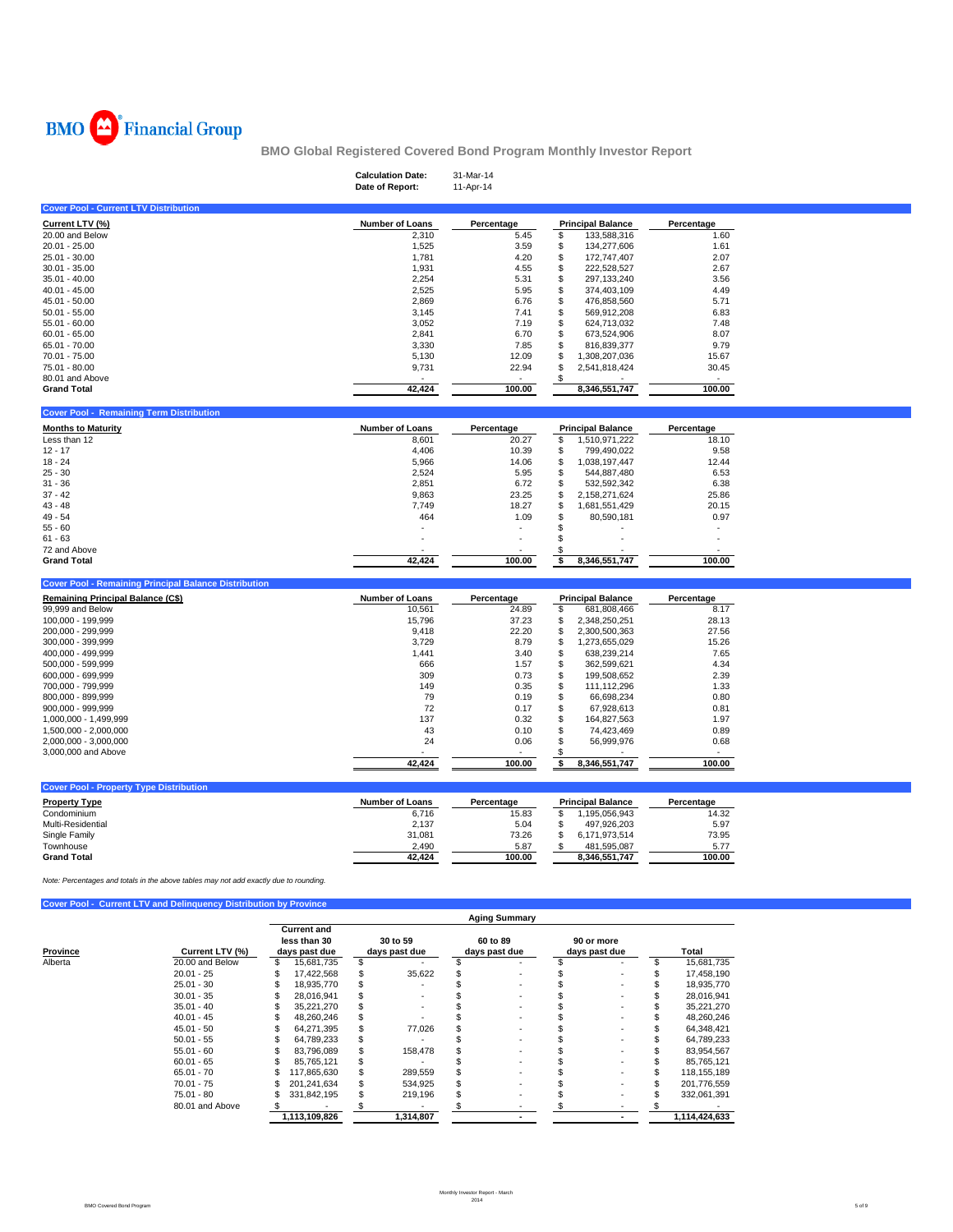BMO Financial Group

# BMO Global Registered Covered Bond Program Monthly Investor Report

**Calculation Date:** 31-Mar-14
**Date of Report:** 11-Apr-14

## Cover Pool - Current LTV Distribution

| Current LTV (%) | Number of Loans | Percentage | Principal Balance | Percentage |
|---|---|---|---|---|
| 20.00 and Below | 2,310 | 5.45 | $ 133,588,316 | 1.60 |
| 20.01 - 25.00 | 1,525 | 3.59 | $ 134,277,606 | 1.61 |
| 25.01 - 30.00 | 1,781 | 4.20 | $ 172,747,407 | 2.07 |
| 30.01 - 35.00 | 1,931 | 4.55 | $ 222,528,527 | 2.67 |
| 35.01 - 40.00 | 2,254 | 5.31 | $ 297,133,240 | 3.56 |
| 40.01 - 45.00 | 2,525 | 5.95 | $ 374,403,109 | 4.49 |
| 45.01 - 50.00 | 2,869 | 6.76 | $ 476,858,560 | 5.71 |
| 50.01 - 55.00 | 3,145 | 7.41 | $ 569,912,208 | 6.83 |
| 55.01 - 60.00 | 3,052 | 7.19 | $ 624,713,032 | 7.48 |
| 60.01 - 65.00 | 2,841 | 6.70 | $ 673,524,906 | 8.07 |
| 65.01 - 70.00 | 3,330 | 7.85 | $ 816,839,377 | 9.79 |
| 70.01 - 75.00 | 5,130 | 12.09 | $ 1,308,207,036 | 15.67 |
| 75.01 - 80.00 | 9,731 | 22.94 | $ 2,541,818,424 | 30.45 |
| 80.01 and Above | - | - | $ - | - |
| **Grand Total** | **42,424** | **100.00** | **8,346,551,747** | **100.00** |

## Cover Pool - Remaining Term Distribution

| Months to Maturity | Number of Loans | Percentage | Principal Balance | Percentage |
|---|---|---|---|---|
| Less than 12 | 8,601 | 20.27 | $ 1,510,971,222 | 18.10 |
| 12 - 17 | 4,406 | 10.39 | $ 799,490,022 | 9.58 |
| 18 - 24 | 5,966 | 14.06 | $ 1,038,197,447 | 12.44 |
| 25 - 30 | 2,524 | 5.95 | $ 544,887,480 | 6.53 |
| 31 - 36 | 2,851 | 6.72 | $ 532,592,342 | 6.38 |
| 37 - 42 | 9,863 | 23.25 | $ 2,158,271,624 | 25.86 |
| 43 - 48 | 7,749 | 18.27 | $ 1,681,551,429 | 20.15 |
| 49 - 54 | 464 | 1.09 | $ 80,590,181 | 0.97 |
| 55 - 60 | - | - | $ - | - |
| 61 - 63 | - | - | $ - | - |
| 72 and Above | - | - | $ - | - |
| **Grand Total** | **42,424** | **100.00** | **$ 8,346,551,747** | **100.00** |

## Cover Pool - Remaining Principal Balance Distribution

| Remaining Principal Balance (C$) | Number of Loans | Percentage | Principal Balance | Percentage |
|---|---|---|---|---|
| 99,999 and Below | 10,561 | 24.89 | $ 681,808,466 | 8.17 |
| 100,000 - 199,999 | 15,796 | 37.23 | $ 2,348,250,251 | 28.13 |
| 200,000 - 299,999 | 9,418 | 22.20 | $ 2,300,500,363 | 27.56 |
| 300,000 - 399,999 | 3,729 | 8.79 | $ 1,273,655,029 | 15.26 |
| 400,000 - 499,999 | 1,441 | 3.40 | $ 638,239,214 | 7.65 |
| 500,000 - 599,999 | 666 | 1.57 | $ 362,599,621 | 4.34 |
| 600,000 - 699,999 | 309 | 0.73 | $ 199,508,652 | 2.39 |
| 700,000 - 799,999 | 149 | 0.35 | $ 111,112,296 | 1.33 |
| 800,000 - 899,999 | 79 | 0.19 | $ 66,698,234 | 0.80 |
| 900,000 - 999,999 | 72 | 0.17 | $ 67,928,613 | 0.81 |
| 1,000,000 - 1,499,999 | 137 | 0.32 | $ 164,827,563 | 1.97 |
| 1,500,000 - 2,000,000 | 43 | 0.10 | $ 74,423,469 | 0.89 |
| 2,000,000 - 3,000,000 | 24 | 0.06 | $ 56,999,976 | 0.68 |
| 3,000,000 and Above | - | - | $ - | - |
| | **42,424** | **100.00** | **$ 8,346,551,747** | **100.00** |

## Cover Pool - Property Type Distribution

| Property Type | Number of Loans | Percentage | Principal Balance | Percentage |
|---|---|---|---|---|
| Condominium | 6,716 | 15.83 | $ 1,195,056,943 | 14.32 |
| Multi-Residential | 2,137 | 5.04 | $ 497,926,203 | 5.97 |
| Single Family | 31,081 | 73.26 | $ 6,171,973,514 | 73.95 |
| Townhouse | 2,490 | 5.87 | $ 481,595,087 | 5.77 |
| **Grand Total** | **42,424** | **100.00** | **8,346,551,747** | **100.00** |

*Note: Percentages and totals in the above tables may not add exactly due to rounding.*

## Cover Pool - Current LTV and Delinquency Distribution by Province

| | | Aging Summary | | | | |
|---|---|---|---|---|---|---|
| Province | Current LTV (%) | Current and less than 30 days past due | 30 to 59 days past due | 60 to 89 days past due | 90 or more days past due | Total |
| Alberta | 20.00 and Below | $ 15,681,735 | $ - | $ - | $ - | $ 15,681,735 |
| | 20.01 - 25 | $ 17,422,568 | $ 35,622 | $ - | $ - | $ 17,458,190 |
| | 25.01 - 30 | $ 18,935,770 | $ - | $ - | $ - | $ 18,935,770 |
| | 30.01 - 35 | $ 28,016,941 | $ - | $ - | $ - | $ 28,016,941 |
| | 35.01 - 40 | $ 35,221,270 | $ - | $ - | $ - | $ 35,221,270 |
| | 40.01 - 45 | $ 48,260,246 | $ - | $ - | $ - | $ 48,260,246 |
| | 45.01 - 50 | $ 64,271,395 | $ 77,026 | $ - | $ - | $ 64,348,421 |
| | 50.01 - 55 | $ 64,789,233 | $ - | $ - | $ - | $ 64,789,233 |
| | 55.01 - 60 | $ 83,796,089 | $ 158,478 | $ - | $ - | $ 83,954,567 |
| | 60.01 - 65 | $ 85,765,121 | $ - | $ - | $ - | $ 85,765,121 |
| | 65.01 - 70 | $ 117,865,630 | $ 289,559 | $ - | $ - | $ 118,155,189 |
| | 70.01 - 75 | $ 201,241,634 | $ 534,925 | $ - | $ - | $ 201,776,559 |
| | 75.01 - 80 | $ 331,842,195 | $ 219,196 | $ - | $ - | $ 332,061,391 |
| | 80.01 and Above | $ - | $ - | $ - | $ - | $ - |
| | | **1,113,109,826** | **1,314,807** | **-** | **-** | **1,114,424,633** |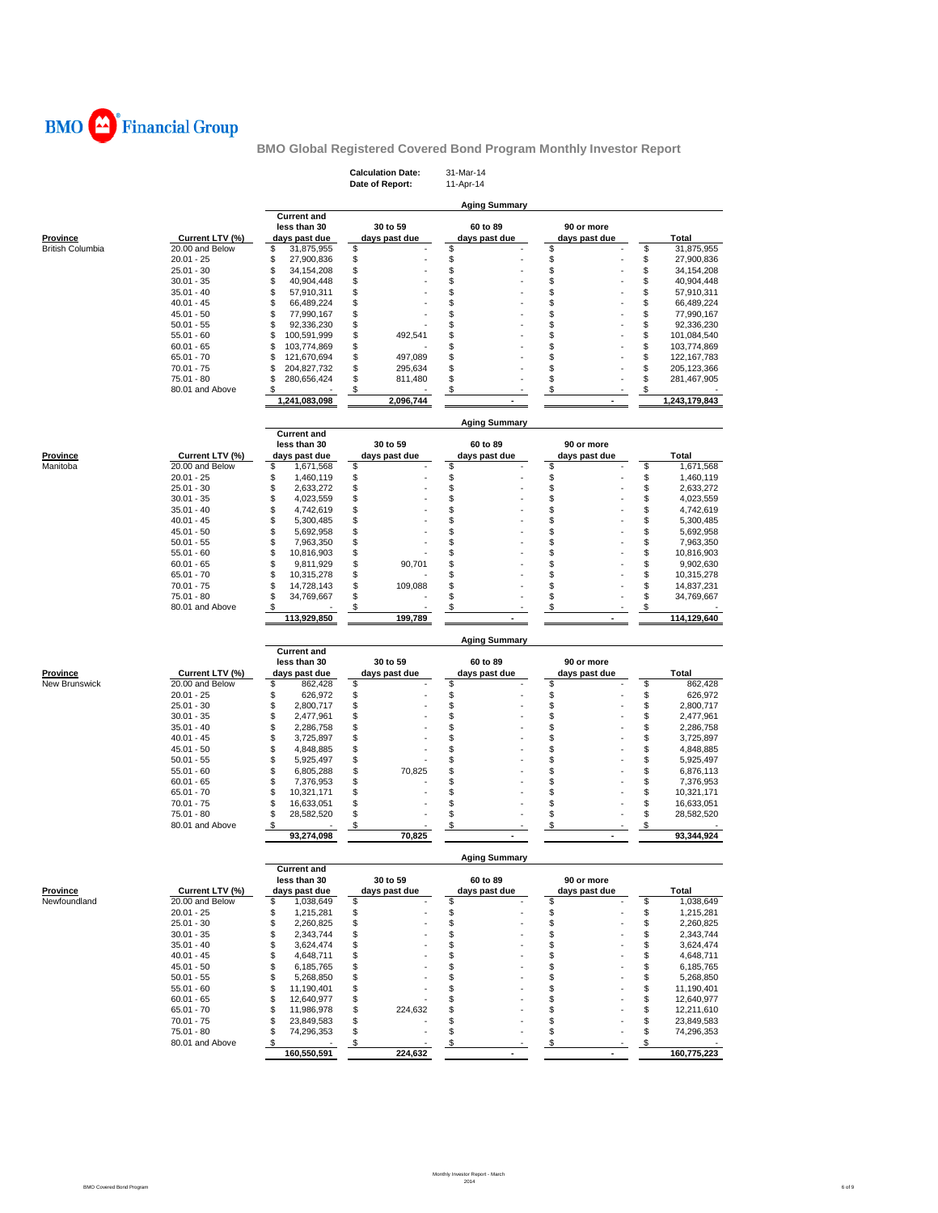BMO Financial Group

## BMO Global Registered Covered Bond Program Monthly Investor Report

**Calculation Date:** 31-Mar-14
**Date of Report:** 11-Apr-14

### Aging Summary

| Province | Current LTV (%) | Current and less than 30 days past due | 30 to 59 days past due | 60 to 89 days past due | 90 or more days past due | Total |
|---|---|---|---|---|---|---|
| British Columbia | 20.00 and Below | $ 31,875,955 | $ - | $ - | $ - | $ 31,875,955 |
| | 20.01 - 25 | $ 27,900,836 | $ - | $ - | $ - | $ 27,900,836 |
| | 25.01 - 30 | $ 34,154,208 | $ - | $ - | $ - | $ 34,154,208 |
| | 30.01 - 35 | $ 40,904,448 | $ - | $ - | $ - | $ 40,904,448 |
| | 35.01 - 40 | $ 57,910,311 | $ - | $ - | $ - | $ 57,910,311 |
| | 40.01 - 45 | $ 66,489,224 | $ - | $ - | $ - | $ 66,489,224 |
| | 45.01 - 50 | $ 77,990,167 | $ - | $ - | $ - | $ 77,990,167 |
| | 50.01 - 55 | $ 92,336,230 | $ - | $ - | $ - | $ 92,336,230 |
| | 55.01 - 60 | $ 100,591,999 | $ 492,541 | $ - | $ - | $ 101,084,540 |
| | 60.01 - 65 | $ 103,774,869 | $ - | $ - | $ - | $ 103,774,869 |
| | 65.01 - 70 | $ 121,670,694 | $ 497,089 | $ - | $ - | $ 122,167,783 |
| | 70.01 - 75 | $ 204,827,732 | $ 295,634 | $ - | $ - | $ 205,123,366 |
| | 75.01 - 80 | $ 280,656,424 | $ 811,480 | $ - | $ - | $ 281,467,905 |
| | 80.01 and Above | $ - | $ - | $ - | $ - | $ - |
| | | 1,241,083,098 | 2,096,744 | - | - | 1,243,179,843 |

### Aging Summary

| Province | Current LTV (%) | Current and less than 30 days past due | 30 to 59 days past due | 60 to 89 days past due | 90 or more days past due | Total |
|---|---|---|---|---|---|---|
| Manitoba | 20.00 and Below | $ 1,671,568 | $ - | $ - | $ - | $ 1,671,568 |
| | 20.01 - 25 | $ 1,460,119 | $ - | $ - | $ - | $ 1,460,119 |
| | 25.01 - 30 | $ 2,633,272 | $ - | $ - | $ - | $ 2,633,272 |
| | 30.01 - 35 | $ 4,023,559 | $ - | $ - | $ - | $ 4,023,559 |
| | 35.01 - 40 | $ 4,742,619 | $ - | $ - | $ - | $ 4,742,619 |
| | 40.01 - 45 | $ 5,300,485 | $ - | $ - | $ - | $ 5,300,485 |
| | 45.01 - 50 | $ 5,692,958 | $ - | $ - | $ - | $ 5,692,958 |
| | 50.01 - 55 | $ 7,963,350 | $ - | $ - | $ - | $ 7,963,350 |
| | 55.01 - 60 | $ 10,816,903 | $ - | $ - | $ - | $ 10,816,903 |
| | 60.01 - 65 | $ 9,811,929 | $ 90,701 | $ - | $ - | $ 9,902,630 |
| | 65.01 - 70 | $ 10,315,278 | $ - | $ - | $ - | $ 10,315,278 |
| | 70.01 - 75 | $ 14,728,143 | $ 109,088 | $ - | $ - | $ 14,837,231 |
| | 75.01 - 80 | $ 34,769,667 | $ - | $ - | $ - | $ 34,769,667 |
| | 80.01 and Above | $ - | $ - | $ - | $ - | $ - |
| | | 113,929,850 | 199,789 | - | - | 114,129,640 |

### Aging Summary

| Province | Current LTV (%) | Current and less than 30 days past due | 30 to 59 days past due | 60 to 89 days past due | 90 or more days past due | Total |
|---|---|---|---|---|---|---|
| New Brunswick | 20.00 and Below | $ 862,428 | $ - | $ - | $ - | $ 862,428 |
| | 20.01 - 25 | $ 626,972 | $ - | $ - | $ - | $ 626,972 |
| | 25.01 - 30 | $ 2,800,717 | $ - | $ - | $ - | $ 2,800,717 |
| | 30.01 - 35 | $ 2,477,961 | $ - | $ - | $ - | $ 2,477,961 |
| | 35.01 - 40 | $ 2,286,758 | $ - | $ - | $ - | $ 2,286,758 |
| | 40.01 - 45 | $ 3,725,897 | $ - | $ - | $ - | $ 3,725,897 |
| | 45.01 - 50 | $ 4,848,885 | $ - | $ - | $ - | $ 4,848,885 |
| | 50.01 - 55 | $ 5,925,497 | $ - | $ - | $ - | $ 5,925,497 |
| | 55.01 - 60 | $ 6,805,288 | $ 70,825 | $ - | $ - | $ 6,876,113 |
| | 60.01 - 65 | $ 7,376,953 | $ - | $ - | $ - | $ 7,376,953 |
| | 65.01 - 70 | $ 10,321,171 | $ - | $ - | $ - | $ 10,321,171 |
| | 70.01 - 75 | $ 16,633,051 | $ - | $ - | $ - | $ 16,633,051 |
| | 75.01 - 80 | $ 28,582,520 | $ - | $ - | $ - | $ 28,582,520 |
| | 80.01 and Above | $ - | $ - | $ - | $ - | $ - |
| | | 93,274,098 | 70,825 | - | - | 93,344,924 |

### Aging Summary

| Province | Current LTV (%) | Current and less than 30 days past due | 30 to 59 days past due | 60 to 89 days past due | 90 or more days past due | Total |
|---|---|---|---|---|---|---|
| Newfoundland | 20.00 and Below | $ 1,038,649 | $ - | $ - | $ - | $ 1,038,649 |
| | 20.01 - 25 | $ 1,215,281 | $ - | $ - | $ - | $ 1,215,281 |
| | 25.01 - 30 | $ 2,260,825 | $ - | $ - | $ - | $ 2,260,825 |
| | 30.01 - 35 | $ 2,343,744 | $ - | $ - | $ - | $ 2,343,744 |
| | 35.01 - 40 | $ 3,624,474 | $ - | $ - | $ - | $ 3,624,474 |
| | 40.01 - 45 | $ 4,648,711 | $ - | $ - | $ - | $ 4,648,711 |
| | 45.01 - 50 | $ 6,185,765 | $ - | $ - | $ - | $ 6,185,765 |
| | 50.01 - 55 | $ 5,268,850 | $ - | $ - | $ - | $ 5,268,850 |
| | 55.01 - 60 | $ 11,190,401 | $ - | $ - | $ - | $ 11,190,401 |
| | 60.01 - 65 | $ 12,640,977 | $ - | $ - | $ - | $ 12,640,977 |
| | 65.01 - 70 | $ 11,986,978 | $ 224,632 | $ - | $ - | $ 12,211,610 |
| | 70.01 - 75 | $ 23,849,583 | $ - | $ - | $ - | $ 23,849,583 |
| | 75.01 - 80 | $ 74,296,353 | $ - | $ - | $ - | $ 74,296,353 |
| | 80.01 and Above | $ - | $ - | $ - | $ - | $ - |
| | | 160,550,591 | 224,632 | - | - | 160,775,223 |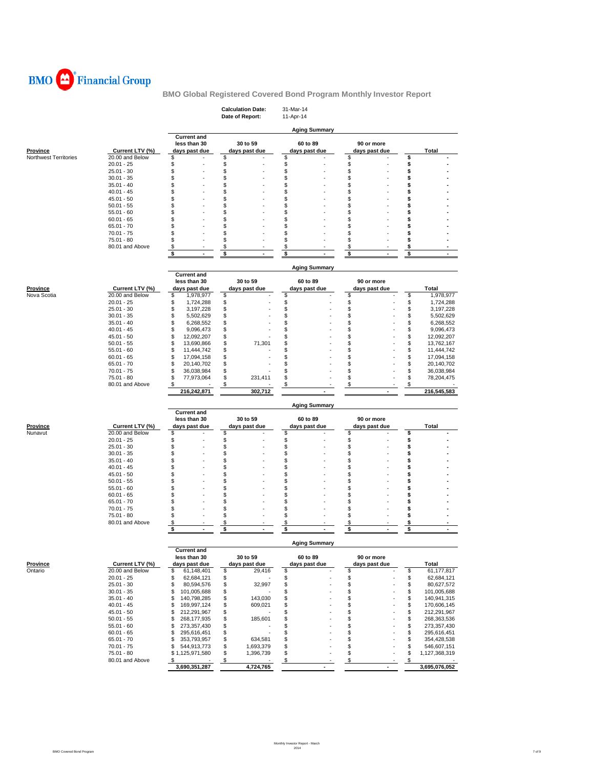BMO Financial Group

**BMO Global Registered Covered Bond Program Monthly Investor Report**

**Calculation Date:** 31-Mar-14
**Date of Report:** 11-Apr-14

**Aging Summary**

| Province | Current LTV (%) | Current and less than 30 days past due | 30 to 59 days past due | 60 to 89 days past due | 90 or more days past due | Total |
|---|---|---|---|---|---|---|
| Northwest Territories | 20.00 and Below | $ - | $ - | $ - | $ - | $ - |
| | 20.01 - 25 | $ - | $ - | $ - | $ - | $ - |
| | 25.01 - 30 | $ - | $ - | $ - | $ - | $ - |
| | 30.01 - 35 | $ - | $ - | $ - | $ - | $ - |
| | 35.01 - 40 | $ - | $ - | $ - | $ - | $ - |
| | 40.01 - 45 | $ - | $ - | $ - | $ - | $ - |
| | 45.01 - 50 | $ - | $ - | $ - | $ - | $ - |
| | 50.01 - 55 | $ - | $ - | $ - | $ - | $ - |
| | 55.01 - 60 | $ - | $ - | $ - | $ - | $ - |
| | 60.01 - 65 | $ - | $ - | $ - | $ - | $ - |
| | 65.01 - 70 | $ - | $ - | $ - | $ - | $ - |
| | 70.01 - 75 | $ - | $ - | $ - | $ - | $ - |
| | 75.01 - 80 | $ - | $ - | $ - | $ - | $ - |
| | 80.01 and Above | $ - | $ - | $ - | $ - | $ - |
| | | $ - | $ - | $ - | $ - | $ - |

**Aging Summary**

| Province | Current LTV (%) | Current and less than 30 days past due | 30 to 59 days past due | 60 to 89 days past due | 90 or more days past due | Total |
|---|---|---|---|---|---|---|
| Nova Scotia | 20.00 and Below | $ 1,978,977 | $ - | $ - | $ - | $ 1,978,977 |
| | 20.01 - 25 | $ 1,724,288 | $ - | $ - | $ - | $ 1,724,288 |
| | 25.01 - 30 | $ 3,197,228 | $ - | $ - | $ - | $ 3,197,228 |
| | 30.01 - 35 | $ 5,502,629 | $ - | $ - | $ - | $ 5,502,629 |
| | 35.01 - 40 | $ 6,268,552 | $ - | $ - | $ - | $ 6,268,552 |
| | 40.01 - 45 | $ 9,096,473 | $ - | $ - | $ - | $ 9,096,473 |
| | 45.01 - 50 | $ 12,092,207 | $ - | $ - | $ - | $ 12,092,207 |
| | 50.01 - 55 | $ 13,690,866 | $ 71,301 | $ - | $ - | $ 13,762,167 |
| | 55.01 - 60 | $ 11,444,742 | $ - | $ - | $ - | $ 11,444,742 |
| | 60.01 - 65 | $ 17,094,158 | $ - | $ - | $ - | $ 17,094,158 |
| | 65.01 - 70 | $ 20,140,702 | $ - | $ - | $ - | $ 20,140,702 |
| | 70.01 - 75 | $ 36,038,984 | $ - | $ - | $ - | $ 36,038,984 |
| | 75.01 - 80 | $ 77,973,064 | $ 231,411 | $ - | $ - | $ 78,204,475 |
| | 80.01 and Above | $ - | $ - | $ - | $ - | $ - |
| | | 216,242,871 | 302,712 | - | - | 216,545,583 |

**Aging Summary**

| Province | Current LTV (%) | Current and less than 30 days past due | 30 to 59 days past due | 60 to 89 days past due | 90 or more days past due | Total |
|---|---|---|---|---|---|---|
| Nunavut | 20.00 and Below | $ - | $ - | $ - | $ - | $ - |
| | 20.01 - 25 | $ - | $ - | $ - | $ - | $ - |
| | 25.01 - 30 | $ - | $ - | $ - | $ - | $ - |
| | 30.01 - 35 | $ - | $ - | $ - | $ - | $ - |
| | 35.01 - 40 | $ - | $ - | $ - | $ - | $ - |
| | 40.01 - 45 | $ - | $ - | $ - | $ - | $ - |
| | 45.01 - 50 | $ - | $ - | $ - | $ - | $ - |
| | 50.01 - 55 | $ - | $ - | $ - | $ - | $ - |
| | 55.01 - 60 | $ - | $ - | $ - | $ - | $ - |
| | 60.01 - 65 | $ - | $ - | $ - | $ - | $ - |
| | 65.01 - 70 | $ - | $ - | $ - | $ - | $ - |
| | 70.01 - 75 | $ - | $ - | $ - | $ - | $ - |
| | 75.01 - 80 | $ - | $ - | $ - | $ - | $ - |
| | 80.01 and Above | $ - | $ - | $ - | $ - | $ - |
| | | $ - | $ - | $ - | $ - | $ - |

**Aging Summary**

| Province | Current LTV (%) | Current and less than 30 days past due | 30 to 59 days past due | 60 to 89 days past due | 90 or more days past due | Total |
|---|---|---|---|---|---|---|
| Ontario | 20.00 and Below | $ 61,148,401 | $ 29,416 | $ - | $ - | $ 61,177,817 |
| | 20.01 - 25 | $ 62,684,121 | $ - | $ - | $ - | $ 62,684,121 |
| | 25.01 - 30 | $ 80,594,576 | $ 32,997 | $ - | $ - | $ 80,627,572 |
| | 30.01 - 35 | $ 101,005,688 | $ - | $ - | $ - | $ 101,005,688 |
| | 35.01 - 40 | $ 140,798,285 | $ 143,030 | $ - | $ - | $ 140,941,315 |
| | 40.01 - 45 | $ 169,997,124 | $ 609,021 | $ - | $ - | $ 170,606,145 |
| | 45.01 - 50 | $ 212,291,967 | $ - | $ - | $ - | $ 212,291,967 |
| | 50.01 - 55 | $ 268,177,935 | $ 185,601 | $ - | $ - | $ 268,363,536 |
| | 55.01 - 60 | $ 273,357,430 | $ - | $ - | $ - | $ 273,357,430 |
| | 60.01 - 65 | $ 295,616,451 | $ - | $ - | $ - | $ 295,616,451 |
| | 65.01 - 70 | $ 353,793,957 | $ 634,581 | $ - | $ - | $ 354,428,538 |
| | 70.01 - 75 | $ 544,913,773 | $ 1,693,379 | $ - | $ - | $ 546,607,151 |
| | 75.01 - 80 | $ 1,125,971,580 | $ 1,396,739 | $ - | $ - | $ 1,127,368,319 |
| | 80.01 and Above | $ - | $ - | $ - | $ - | $ - |
| | | 3,690,351,287 | 4,724,765 | - | - | 3,695,076,052 |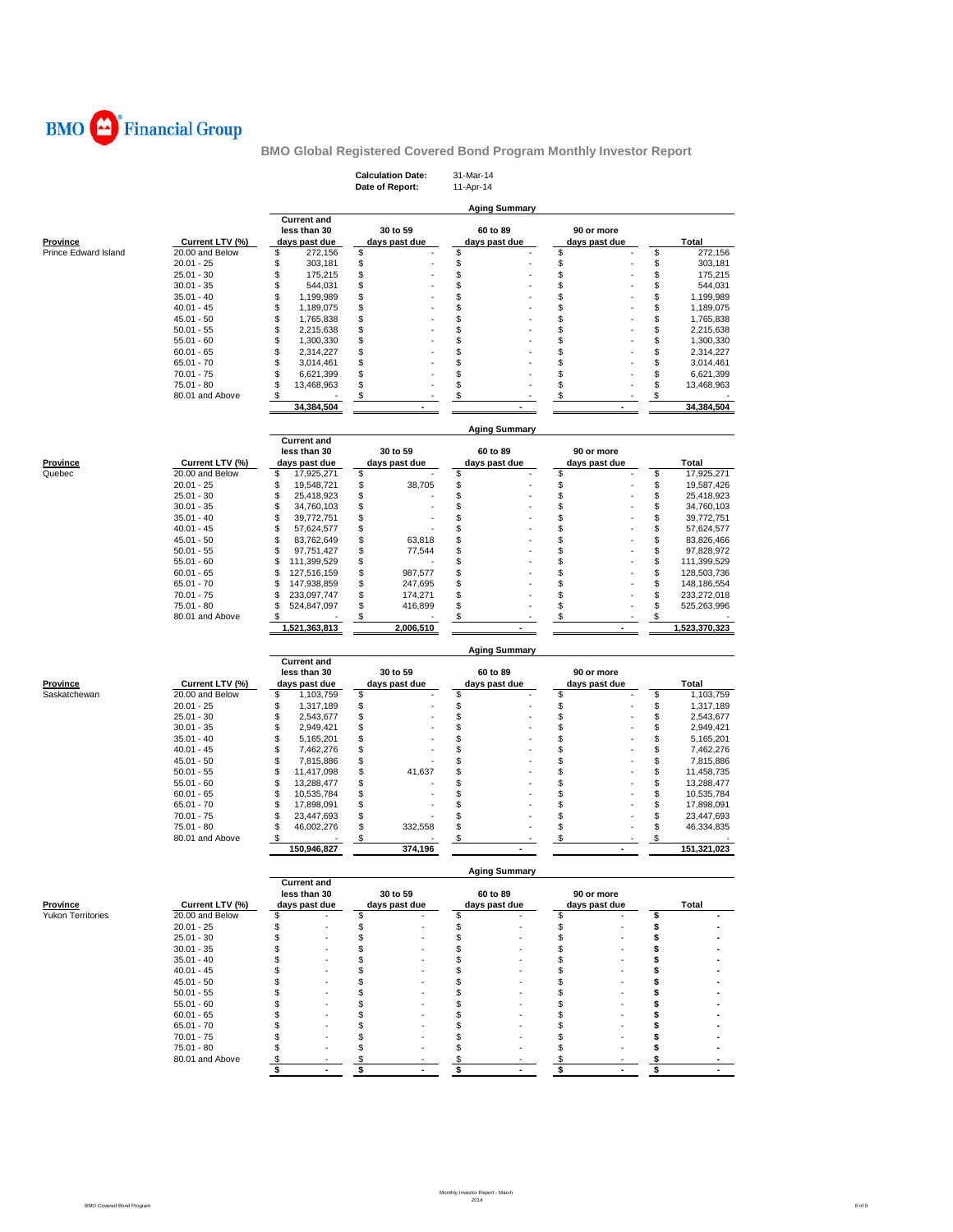BMO Financial Group

## BMO Global Registered Covered Bond Program Monthly Investor Report

**Calculation Date:** 31-Mar-14
**Date of Report:** 11-Apr-14

### Aging Summary

| Province | Current LTV (%) | Current and less than 30 days past due | 30 to 59 days past due | 60 to 89 days past due | 90 or more days past due | Total |
|---|---|---|---|---|---|---|
| Prince Edward Island | 20.00 and Below | $ 272,156 | $ - | $ - | $ - | $ 272,156 |
| | 20.01 - 25 | $ 303,181 | $ - | $ - | $ - | $ 303,181 |
| | 25.01 - 30 | $ 175,215 | $ - | $ - | $ - | $ 175,215 |
| | 30.01 - 35 | $ 544,031 | $ - | $ - | $ - | $ 544,031 |
| | 35.01 - 40 | $ 1,199,989 | $ - | $ - | $ - | $ 1,199,989 |
| | 40.01 - 45 | $ 1,189,075 | $ - | $ - | $ - | $ 1,189,075 |
| | 45.01 - 50 | $ 1,765,838 | $ - | $ - | $ - | $ 1,765,838 |
| | 50.01 - 55 | $ 2,215,638 | $ - | $ - | $ - | $ 2,215,638 |
| | 55.01 - 60 | $ 1,300,330 | $ - | $ - | $ - | $ 1,300,330 |
| | 60.01 - 65 | $ 2,314,227 | $ - | $ - | $ - | $ 2,314,227 |
| | 65.01 - 70 | $ 3,014,461 | $ - | $ - | $ - | $ 3,014,461 |
| | 70.01 - 75 | $ 6,621,399 | $ - | $ - | $ - | $ 6,621,399 |
| | 75.01 - 80 | $ 13,468,963 | $ - | $ - | $ - | $ 13,468,963 |
| | 80.01 and Above | $ - | $ - | $ - | $ - | $ - |
| | | 34,384,504 | - | - | - | 34,384,504 |

### Aging Summary

| Province | Current LTV (%) | Current and less than 30 days past due | 30 to 59 days past due | 60 to 89 days past due | 90 or more days past due | Total |
|---|---|---|---|---|---|---|
| Quebec | 20.00 and Below | $ 17,925,271 | $ - | $ - | $ - | $ 17,925,271 |
| | 20.01 - 25 | $ 19,548,721 | $ 38,705 | $ - | $ - | $ 19,587,426 |
| | 25.01 - 30 | $ 25,418,923 | $ - | $ - | $ - | $ 25,418,923 |
| | 30.01 - 35 | $ 34,760,103 | $ - | $ - | $ - | $ 34,760,103 |
| | 35.01 - 40 | $ 39,772,751 | $ - | $ - | $ - | $ 39,772,751 |
| | 40.01 - 45 | $ 57,624,577 | $ - | $ - | $ - | $ 57,624,577 |
| | 45.01 - 50 | $ 83,762,649 | $ 63,818 | $ - | $ - | $ 83,826,466 |
| | 50.01 - 55 | $ 97,751,427 | $ 77,544 | $ - | $ - | $ 97,828,972 |
| | 55.01 - 60 | $ 111,399,529 | $ - | $ - | $ - | $ 111,399,529 |
| | 60.01 - 65 | $ 127,516,159 | $ 987,577 | $ - | $ - | $ 128,503,736 |
| | 65.01 - 70 | $ 147,938,859 | $ 247,695 | $ - | $ - | $ 148,186,554 |
| | 70.01 - 75 | $ 233,097,747 | $ 174,271 | $ - | $ - | $ 233,272,018 |
| | 75.01 - 80 | $ 524,847,097 | $ 416,899 | $ - | $ - | $ 525,263,996 |
| | 80.01 and Above | $ - | $ - | $ - | $ - | $ - |
| | | 1,521,363,813 | 2,006,510 | - | - | 1,523,370,323 |

### Aging Summary

| Province | Current LTV (%) | Current and less than 30 days past due | 30 to 59 days past due | 60 to 89 days past due | 90 or more days past due | Total |
|---|---|---|---|---|---|---|
| Saskatchewan | 20.00 and Below | $ 1,103,759 | $ - | $ - | $ - | $ 1,103,759 |
| | 20.01 - 25 | $ 1,317,189 | $ - | $ - | $ - | $ 1,317,189 |
| | 25.01 - 30 | $ 2,543,677 | $ - | $ - | $ - | $ 2,543,677 |
| | 30.01 - 35 | $ 2,949,421 | $ - | $ - | $ - | $ 2,949,421 |
| | 35.01 - 40 | $ 5,165,201 | $ - | $ - | $ - | $ 5,165,201 |
| | 40.01 - 45 | $ 7,462,276 | $ - | $ - | $ - | $ 7,462,276 |
| | 45.01 - 50 | $ 7,815,886 | $ - | $ - | $ - | $ 7,815,886 |
| | 50.01 - 55 | $ 11,417,098 | $ 41,637 | $ - | $ - | $ 11,458,735 |
| | 55.01 - 60 | $ 13,288,477 | $ - | $ - | $ - | $ 13,288,477 |
| | 60.01 - 65 | $ 10,535,784 | $ - | $ - | $ - | $ 10,535,784 |
| | 65.01 - 70 | $ 17,898,091 | $ - | $ - | $ - | $ 17,898,091 |
| | 70.01 - 75 | $ 23,447,693 | $ - | $ - | $ - | $ 23,447,693 |
| | 75.01 - 80 | $ 46,002,276 | $ 332,558 | $ - | $ - | $ 46,334,835 |
| | 80.01 and Above | $ - | $ - | $ - | $ - | $ - |
| | | 150,946,827 | 374,196 | - | - | 151,321,023 |

### Aging Summary

| Province | Current LTV (%) | Current and less than 30 days past due | 30 to 59 days past due | 60 to 89 days past due | 90 or more days past due | Total |
|---|---|---|---|---|---|---|
| Yukon Territories | 20.00 and Below | $ - | $ - | $ - | $ - | $ - |
| | 20.01 - 25 | $ - | $ - | $ - | $ - | $ - |
| | 25.01 - 30 | $ - | $ - | $ - | $ - | $ - |
| | 30.01 - 35 | $ - | $ - | $ - | $ - | $ - |
| | 35.01 - 40 | $ - | $ - | $ - | $ - | $ - |
| | 40.01 - 45 | $ - | $ - | $ - | $ - | $ - |
| | 45.01 - 50 | $ - | $ - | $ - | $ - | $ - |
| | 50.01 - 55 | $ - | $ - | $ - | $ - | $ - |
| | 55.01 - 60 | $ - | $ - | $ - | $ - | $ - |
| | 60.01 - 65 | $ - | $ - | $ - | $ - | $ - |
| | 65.01 - 70 | $ - | $ - | $ - | $ - | $ - |
| | 70.01 - 75 | $ - | $ - | $ - | $ - | $ - |
| | 75.01 - 80 | $ - | $ - | $ - | $ - | $ - |
| | 80.01 and Above | $ - | $ - | $ - | $ - | $ - |
| | | $ - | $ - | $ - | $ - | $ - |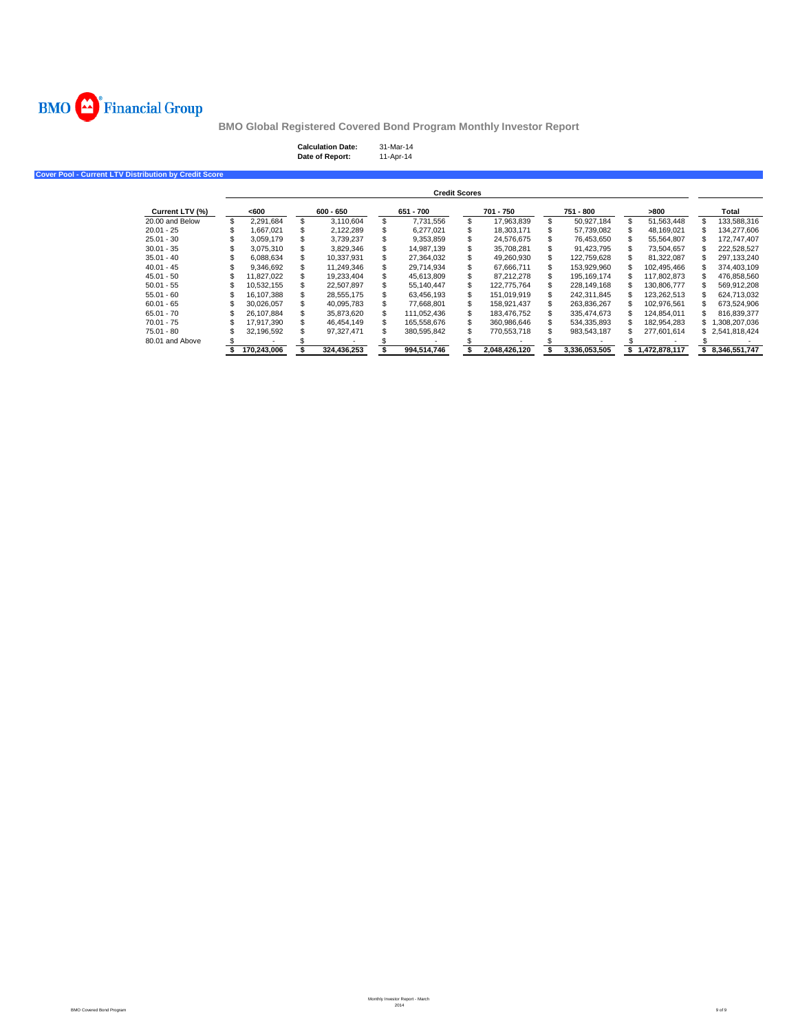BMO Financial Group

## BMO Global Registered Covered Bond Program Monthly Investor Report

**Calculation Date:** 31-Mar-14
**Date of Report:** 11-Apr-14

### Cover Pool - Current LTV Distribution by Credit Score

| | Credit Scores | | | | | | |
|---|---|---|---|---|---|---|---|
| **Current LTV (%)** | **<600** | **600 - 650** | **651 - 700** | **701 - 750** | **751 - 800** | **>800** | **Total** |
| 20.00 and Below | $ 2,291,684 | $ 3,110,604 | $ 7,731,556 | $ 17,963,839 | $ 50,927,184 | $ 51,563,448 | $ 133,588,316 |
| 20.01 - 25 | $ 1,667,021 | $ 2,122,289 | $ 6,277,021 | $ 18,303,171 | $ 57,739,082 | $ 48,169,021 | $ 134,277,606 |
| 25.01 - 30 | $ 3,059,179 | $ 3,739,237 | $ 9,353,859 | $ 24,576,675 | $ 76,453,650 | $ 55,564,807 | $ 172,747,407 |
| 30.01 - 35 | $ 3,075,310 | $ 3,829,346 | $ 14,987,139 | $ 35,708,281 | $ 91,423,795 | $ 73,504,657 | $ 222,528,527 |
| 35.01 - 40 | $ 6,088,634 | $ 10,337,931 | $ 27,364,032 | $ 49,260,930 | $ 122,759,628 | $ 81,322,087 | $ 297,133,240 |
| 40.01 - 45 | $ 9,346,692 | $ 11,249,346 | $ 29,714,934 | $ 67,666,711 | $ 153,929,960 | $ 102,495,466 | $ 374,403,109 |
| 45.01 - 50 | $ 11,827,022 | $ 19,233,404 | $ 45,613,809 | $ 87,212,278 | $ 195,169,174 | $ 117,802,873 | $ 476,858,560 |
| 50.01 - 55 | $ 10,532,155 | $ 22,507,897 | $ 55,140,447 | $ 122,775,764 | $ 228,149,168 | $ 130,806,777 | $ 569,912,208 |
| 55.01 - 60 | $ 16,107,388 | $ 28,555,175 | $ 63,456,193 | $ 151,019,919 | $ 242,311,845 | $ 123,262,513 | $ 624,713,032 |
| 60.01 - 65 | $ 30,026,057 | $ 40,095,783 | $ 77,668,801 | $ 158,921,437 | $ 263,836,267 | $ 102,976,561 | $ 673,524,906 |
| 65.01 - 70 | $ 26,107,884 | $ 35,873,620 | $ 111,052,436 | $ 183,476,752 | $ 335,474,673 | $ 124,854,011 | $ 816,839,377 |
| 70.01 - 75 | $ 17,917,390 | $ 46,454,149 | $ 165,558,676 | $ 360,986,646 | $ 534,335,893 | $ 182,954,283 | $ 1,308,207,036 |
| 75.01 - 80 | $ 32,196,592 | $ 97,327,471 | $ 380,595,842 | $ 770,553,718 | $ 983,543,187 | $ 277,601,614 | $ 2,541,818,424 |
| 80.01 and Above | $ - | $ - | $ - | $ - | $ - | $ - | $ - |
| | **$ 170,243,006** | **$ 324,436,253** | **$ 994,514,746** | **$ 2,048,426,120** | **$ 3,336,053,505** | **$ 1,472,878,117** | **$ 8,346,551,747** |